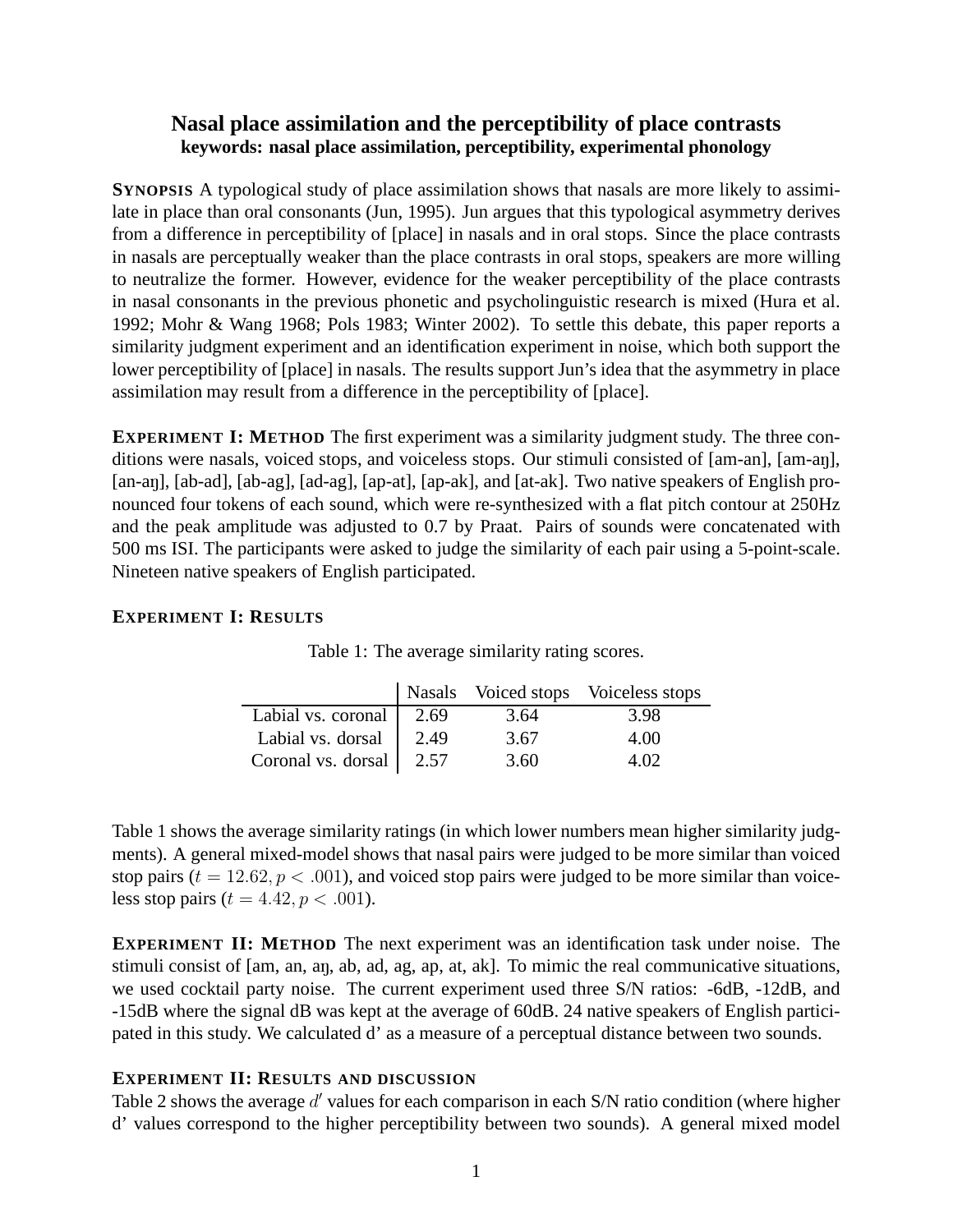# Nasal place assimilation and the perceptibility of place contrasts

**keywords: nasal place assimilation, perceptibility, experimental phonology**

**SYNOPSIS** A typological study of place assimilation shows that nasals are more likely to assimilate in place than oral consonants (Jun, 1995). Jun argues that this typological asymmetry derives from a difference in perceptibility of [place] in nasals and in oral stops. Since the place contrasts in nasals are perceptually weaker than the place contrasts in oral stops, speakers are more willing to neutralize the former. However, evidence for the weaker perceptibility of the place contrasts in nasal consonants in the previous phonetic and psycholinguistic research is mixed (Hura et al. 1992; Mohr & Wang 1968; Pols 1983; Winter 2002). To settle this debate, this paper reports a similarity judgment experiment and an identification experiment in noise, which both support the lower perceptibility of [place] in nasals. The results support Jun's idea that the asymmetry in place assimilation may result from a difference in the perceptibility of [place].

**EXPERIMENT I: METHOD** The first experiment was a similarity judgment study. The three conditions were nasals, voiced stops, and voiceless stops. Our stimuli consisted of [am-an], [am-aŋ], [an-aŋ], [ab-ad], [ab-ag], [ad-ag], [ap-at], [ap-ak], and [at-ak]. Two native speakers of English pronounced four tokens of each sound, which were re-synthesized with a flat pitch contour at 250Hz and the peak amplitude was adjusted to 0.7 by Praat. Pairs of sounds were concatenated with 500 ms ISI. The participants were asked to judge the similarity of each pair using a 5-point-scale. Nineteen native speakers of English participated.

**EXPERIMENT I: RESULTS**

Table 1: The average similarity rating scores.

| | Nasals | Voiced stops | Voiceless stops |
|---|---|---|---|
| Labial vs. coronal | 2.69 | 3.64 | 3.98 |
| Labial vs. dorsal | 2.49 | 3.67 | 4.00 |
| Coronal vs. dorsal | 2.57 | 3.60 | 4.02 |

Table 1 shows the average similarity ratings (in which lower numbers mean higher similarity judgments). A general mixed-model shows that nasal pairs were judged to be more similar than voiced stop pairs ($t = 12.62, p < .001$), and voiced stop pairs were judged to be more similar than voiceless stop pairs ($t = 4.42, p < .001$).

**EXPERIMENT II: METHOD** The next experiment was an identification task under noise. The stimuli consist of [am, an, aŋ, ab, ad, ag, ap, at, ak]. To mimic the real communicative situations, we used cocktail party noise. The current experiment used three S/N ratios: -6dB, -12dB, and -15dB where the signal dB was kept at the average of 60dB. 24 native speakers of English participated in this study. We calculated d' as a measure of a perceptual distance between two sounds.

**EXPERIMENT II: RESULTS AND DISCUSSION**

Table 2 shows the average $d'$ values for each comparison in each S/N ratio condition (where higher d' values correspond to the higher perceptibility between two sounds). A general mixed model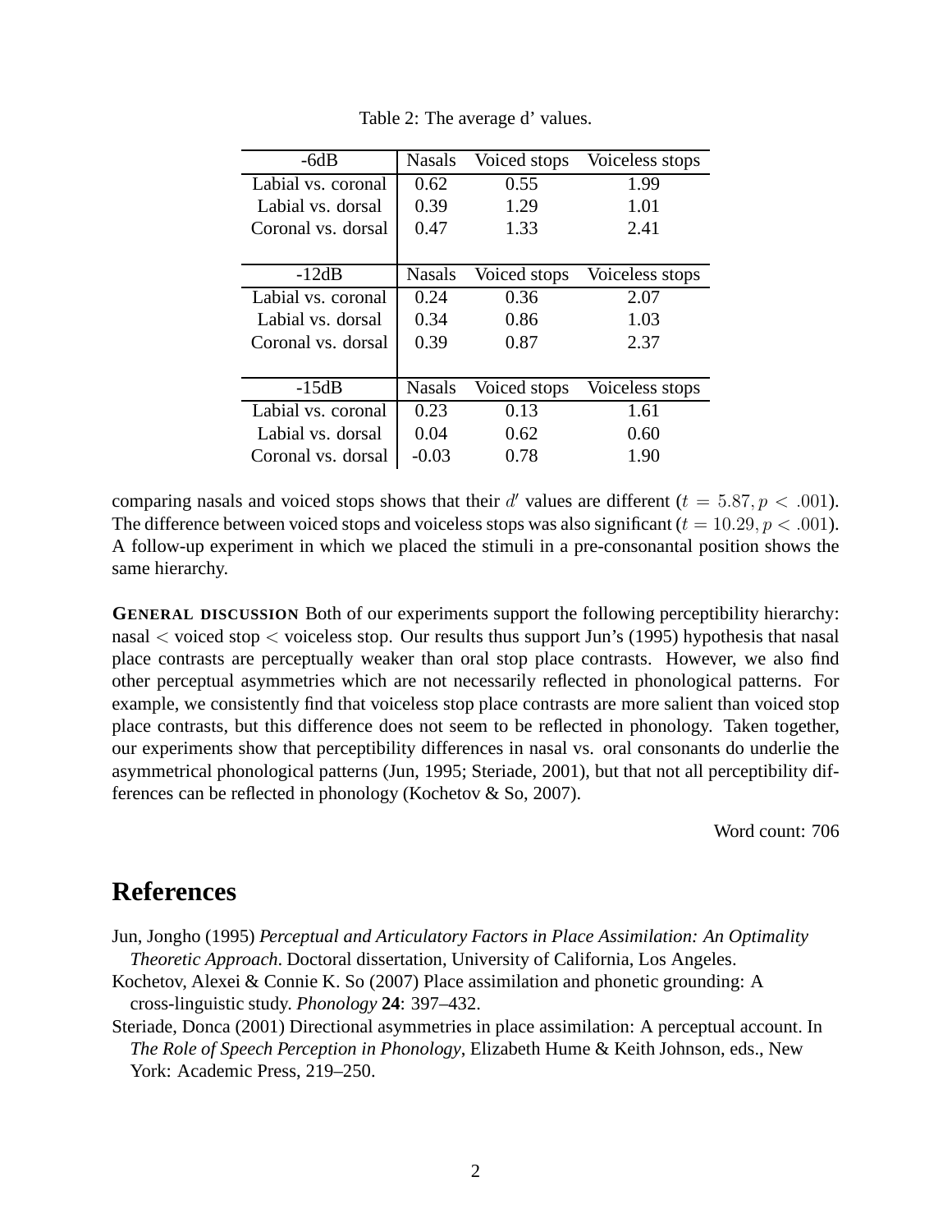Table 2: The average d' values.

| -6dB | Nasals | Voiced stops | Voiceless stops |
|---|---|---|---|
| Labial vs. coronal | 0.62 | 0.55 | 1.99 |
| Labial vs. dorsal | 0.39 | 1.29 | 1.01 |
| Coronal vs. dorsal | 0.47 | 1.33 | 2.41 |
| **-12dB** | **Nasals** | **Voiced stops** | **Voiceless stops** |
| Labial vs. coronal | 0.24 | 0.36 | 2.07 |
| Labial vs. dorsal | 0.34 | 0.86 | 1.03 |
| Coronal vs. dorsal | 0.39 | 0.87 | 2.37 |
| **-15dB** | **Nasals** | **Voiced stops** | **Voiceless stops** |
| Labial vs. coronal | 0.23 | 0.13 | 1.61 |
| Labial vs. dorsal | 0.04 | 0.62 | 0.60 |
| Coronal vs. dorsal | -0.03 | 0.78 | 1.90 |

comparing nasals and voiced stops shows that their $d'$ values are different ($t = 5.87, p < .001$). The difference between voiced stops and voiceless stops was also significant ($t = 10.29, p < .001$). A follow-up experiment in which we placed the stimuli in a pre-consonantal position shows the same hierarchy.

**GENERAL DISCUSSION** Both of our experiments support the following perceptibility hierarchy: nasal < voiced stop < voiceless stop. Our results thus support Jun's (1995) hypothesis that nasal place contrasts are perceptually weaker than oral stop place contrasts. However, we also find other perceptual asymmetries which are not necessarily reflected in phonological patterns. For example, we consistently find that voiceless stop place contrasts are more salient than voiced stop place contrasts, but this difference does not seem to be reflected in phonology. Taken together, our experiments show that perceptibility differences in nasal vs. oral consonants do underlie the asymmetrical phonological patterns (Jun, 1995; Steriade, 2001), but that not all perceptibility differences can be reflected in phonology (Kochetov & So, 2007).

Word count: 706

## References

Jun, Jongho (1995) *Perceptual and Articulatory Factors in Place Assimilation: An Optimality Theoretic Approach*. Doctoral dissertation, University of California, Los Angeles.

Kochetov, Alexei & Connie K. So (2007) Place assimilation and phonetic grounding: A cross-linguistic study. *Phonology* **24**: 397–432.

Steriade, Donca (2001) Directional asymmetries in place assimilation: A perceptual account. In *The Role of Speech Perception in Phonology*, Elizabeth Hume & Keith Johnson, eds., New York: Academic Press, 219–250.